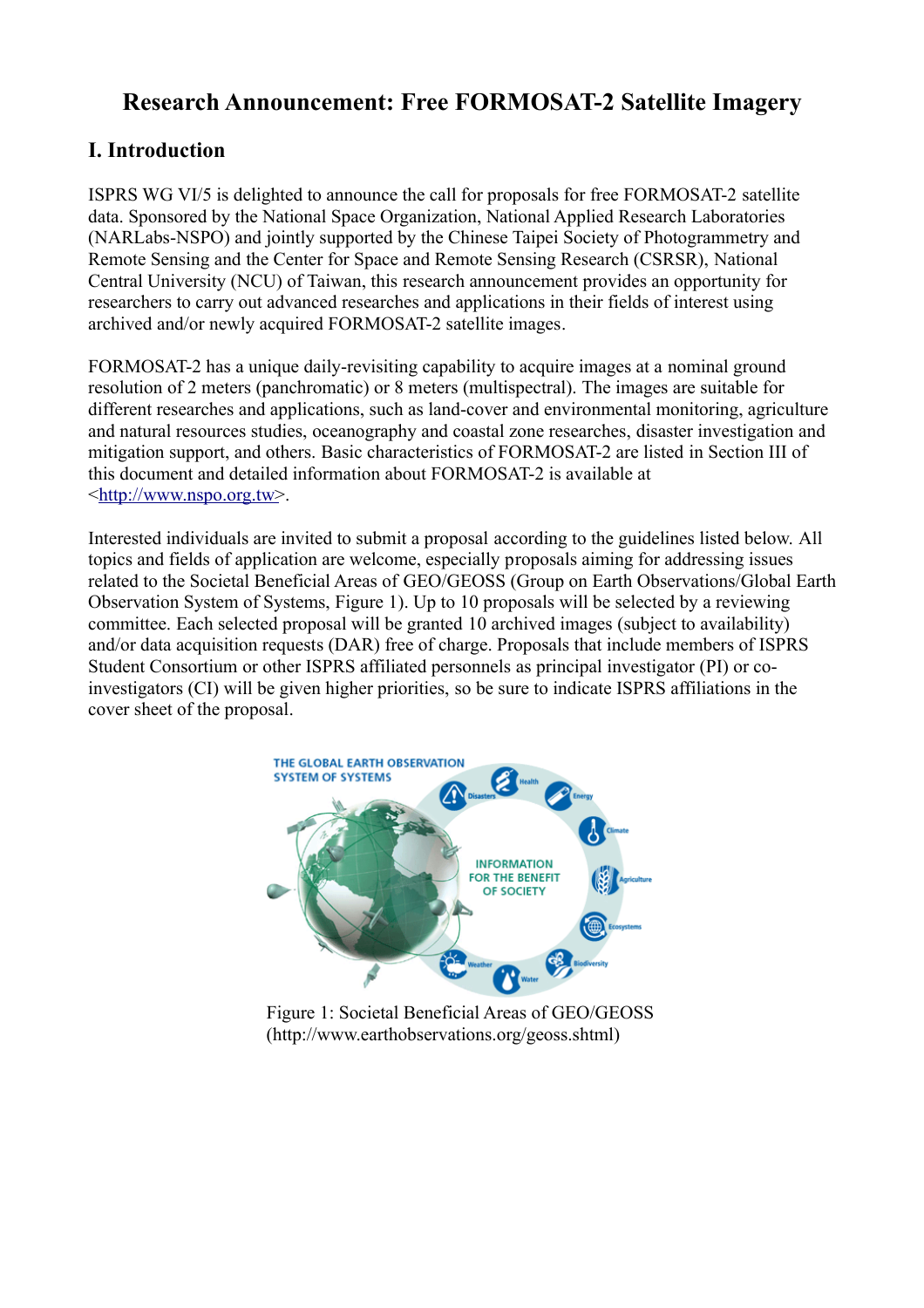# Research Announcement: Free FORMOSAT-2 Satellite Imagery

## I. Introduction

ISPRS WG VI/5 is delighted to announce the call for proposals for free FORMOSAT-2 satellite data. Sponsored by the National Space Organization, National Applied Research Laboratories (NARLabs-NSPO) and jointly supported by the Chinese Taipei Society of Photogrammetry and Remote Sensing and the Center for Space and Remote Sensing Research (CSRSR), National Central University (NCU) of Taiwan, this research announcement provides an opportunity for researchers to carry out advanced researches and applications in their fields of interest using archived and/or newly acquired FORMOSAT-2 satellite images.

FORMOSAT-2 has a unique daily-revisiting capability to acquire images at a nominal ground resolution of 2 meters (panchromatic) or 8 meters (multispectral). The images are suitable for different researches and applications, such as land-cover and environmental monitoring, agriculture and natural resources studies, oceanography and coastal zone researches, disaster investigation and mitigation support, and others. Basic characteristics of FORMOSAT-2 are listed in Section III of this document and detailed information about FORMOSAT-2 is available at <http://www.nspo.org.tw>.

Interested individuals are invited to submit a proposal according to the guidelines listed below. All topics and fields of application are welcome, especially proposals aiming for addressing issues related to the Societal Beneficial Areas of GEO/GEOSS (Group on Earth Observations/Global Earth Observation System of Systems, Figure 1). Up to 10 proposals will be selected by a reviewing committee. Each selected proposal will be granted 10 archived images (subject to availability) and/or data acquisition requests (DAR) free of charge. Proposals that include members of ISPRS Student Consortium or other ISPRS affiliated personnels as principal investigator (PI) or co-investigators (CI) will be given higher priorities, so be sure to indicate ISPRS affiliations in the cover sheet of the proposal.

Figure 1: Societal Beneficial Areas of GEO/GEOSS (http://www.earthobservations.org/geoss.shtml)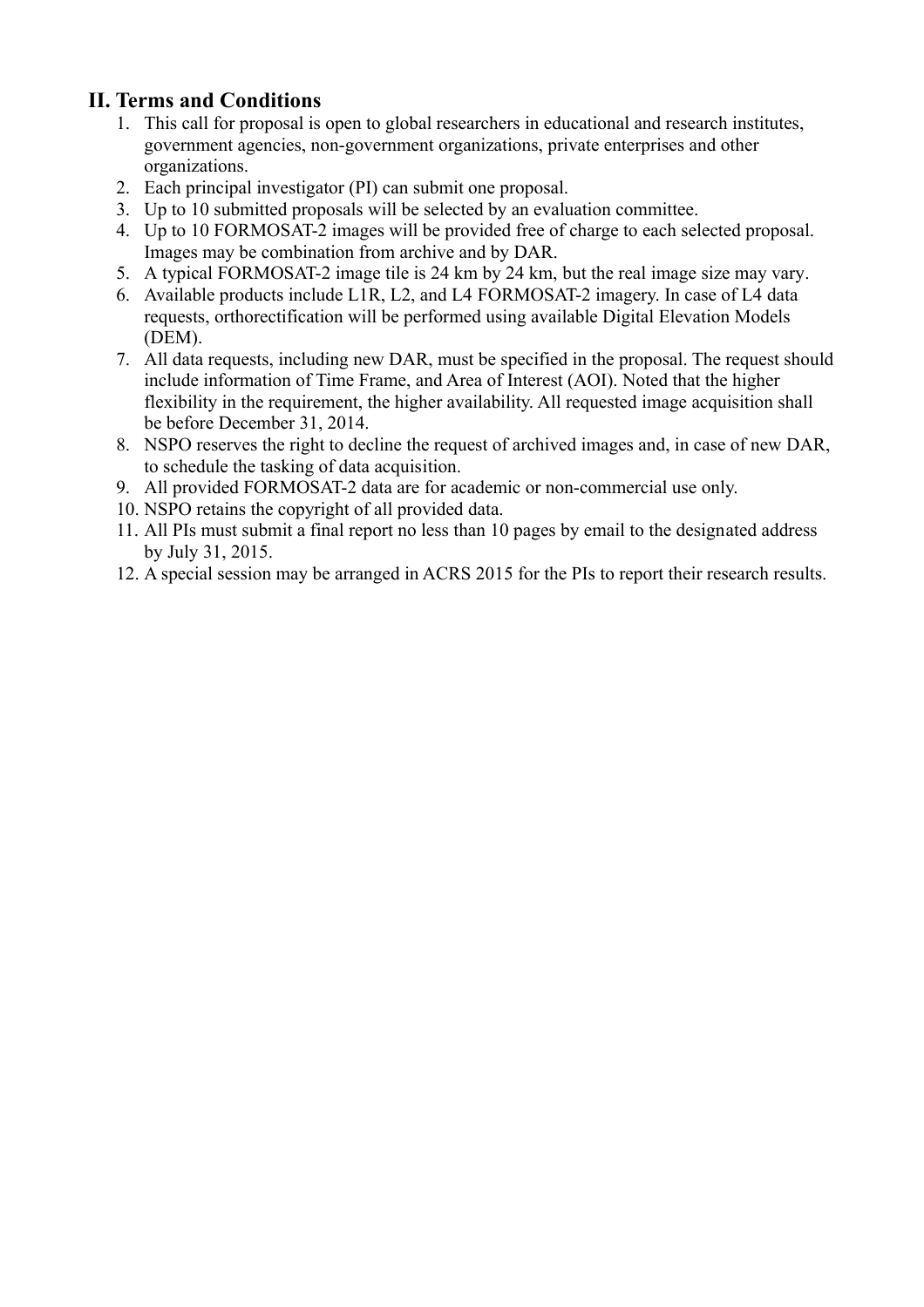## II. Terms and Conditions

1. This call for proposal is open to global researchers in educational and research institutes, government agencies, non-government organizations, private enterprises and other organizations.
2. Each principal investigator (PI) can submit one proposal.
3. Up to 10 submitted proposals will be selected by an evaluation committee.
4. Up to 10 FORMOSAT-2 images will be provided free of charge to each selected proposal. Images may be combination from archive and by DAR.
5. A typical FORMOSAT-2 image tile is 24 km by 24 km, but the real image size may vary.
6. Available products include L1R, L2, and L4 FORMOSAT-2 imagery. In case of L4 data requests, orthorectification will be performed using available Digital Elevation Models (DEM).
7. All data requests, including new DAR, must be specified in the proposal. The request should include information of Time Frame, and Area of Interest (AOI). Noted that the higher flexibility in the requirement, the higher availability. All requested image acquisition shall be before December 31, 2014.
8. NSPO reserves the right to decline the request of archived images and, in case of new DAR, to schedule the tasking of data acquisition.
9. All provided FORMOSAT-2 data are for academic or non-commercial use only.
10. NSPO retains the copyright of all provided data.
11. All PIs must submit a final report no less than 10 pages by email to the designated address by July 31, 2015.
12. A special session may be arranged in ACRS 2015 for the PIs to report their research results.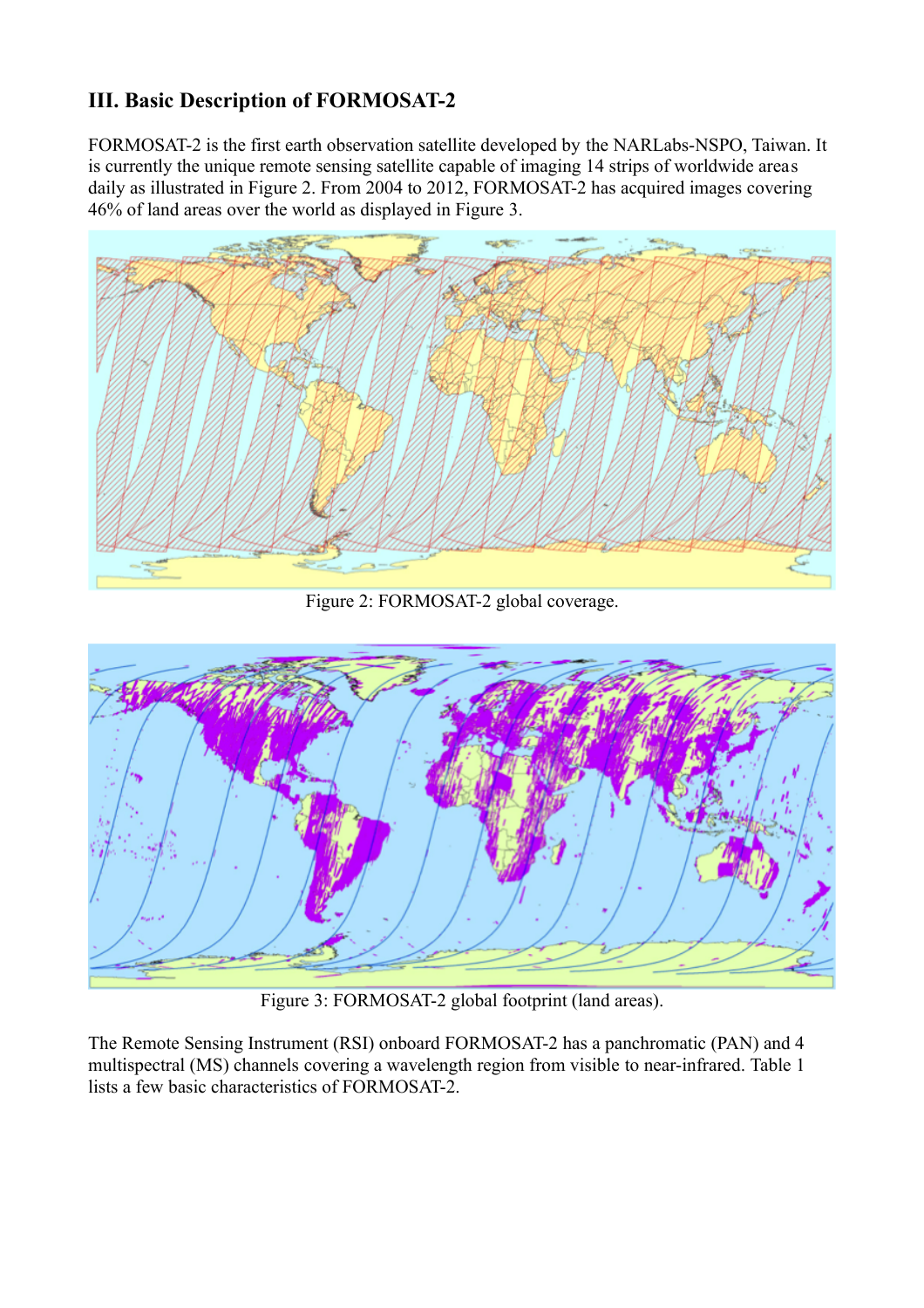## III. Basic Description of FORMOSAT-2

FORMOSAT-2 is the first earth observation satellite developed by the NARLabs-NSPO, Taiwan. It is currently the unique remote sensing satellite capable of imaging 14 strips of worldwide areas daily as illustrated in Figure 2. From 2004 to 2012, FORMOSAT-2 has acquired images covering 46% of land areas over the world as displayed in Figure 3.

Figure 2: FORMOSAT-2 global coverage.

Figure 3: FORMOSAT-2 global footprint (land areas).

The Remote Sensing Instrument (RSI) onboard FORMOSAT-2 has a panchromatic (PAN) and 4 multispectral (MS) channels covering a wavelength region from visible to near-infrared. Table 1 lists a few basic characteristics of FORMOSAT-2.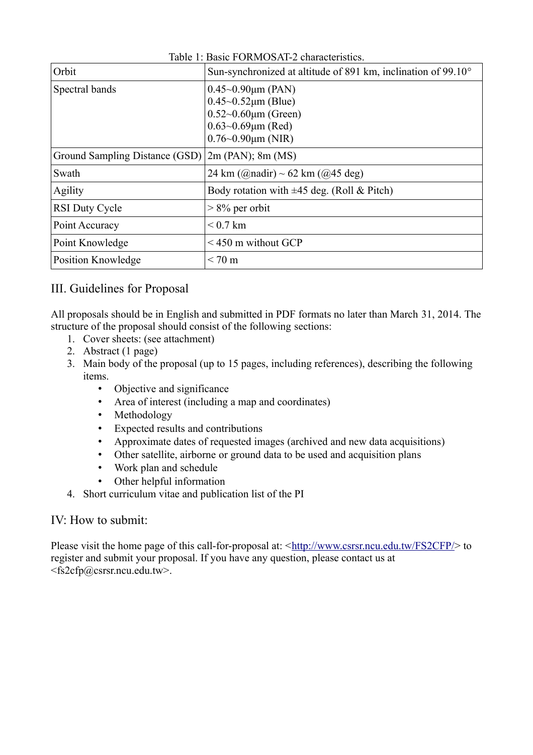Table 1: Basic FORMOSAT-2 characteristics.

| | |
|---|---|
| Orbit | Sun-synchronized at altitude of 891 km, inclination of 99.10° |
| Spectral bands | 0.45~0.90μm (PAN)<br>0.45~0.52μm (Blue)<br>0.52~0.60μm (Green)<br>0.63~0.69μm (Red)<br>0.76~0.90μm (NIR) |
| Ground Sampling Distance (GSD) | 2m (PAN); 8m (MS) |
| Swath | 24 km (@nadir) ~ 62 km (@45 deg) |
| Agility | Body rotation with ±45 deg. (Roll & Pitch) |
| RSI Duty Cycle | > 8% per orbit |
| Point Accuracy | < 0.7 km |
| Point Knowledge | < 450 m without GCP |
| Position Knowledge | < 70 m |

## III. Guidelines for Proposal

All proposals should be in English and submitted in PDF formats no later than March 31, 2014. The structure of the proposal should consist of the following sections:

1. Cover sheets: (see attachment)
2. Abstract (1 page)
3. Main body of the proposal (up to 15 pages, including references), describing the following items.
   - Objective and significance
   - Area of interest (including a map and coordinates)
   - Methodology
   - Expected results and contributions
   - Approximate dates of requested images (archived and new data acquisitions)
   - Other satellite, airborne or ground data to be used and acquisition plans
   - Work plan and schedule
   - Other helpful information
4. Short curriculum vitae and publication list of the PI

## IV: How to submit:

Please visit the home page of this call-for-proposal at: <http://www.csrsr.ncu.edu.tw/FS2CFP/> to register and submit your proposal. If you have any question, please contact us at <fs2cfp@csrsr.ncu.edu.tw>.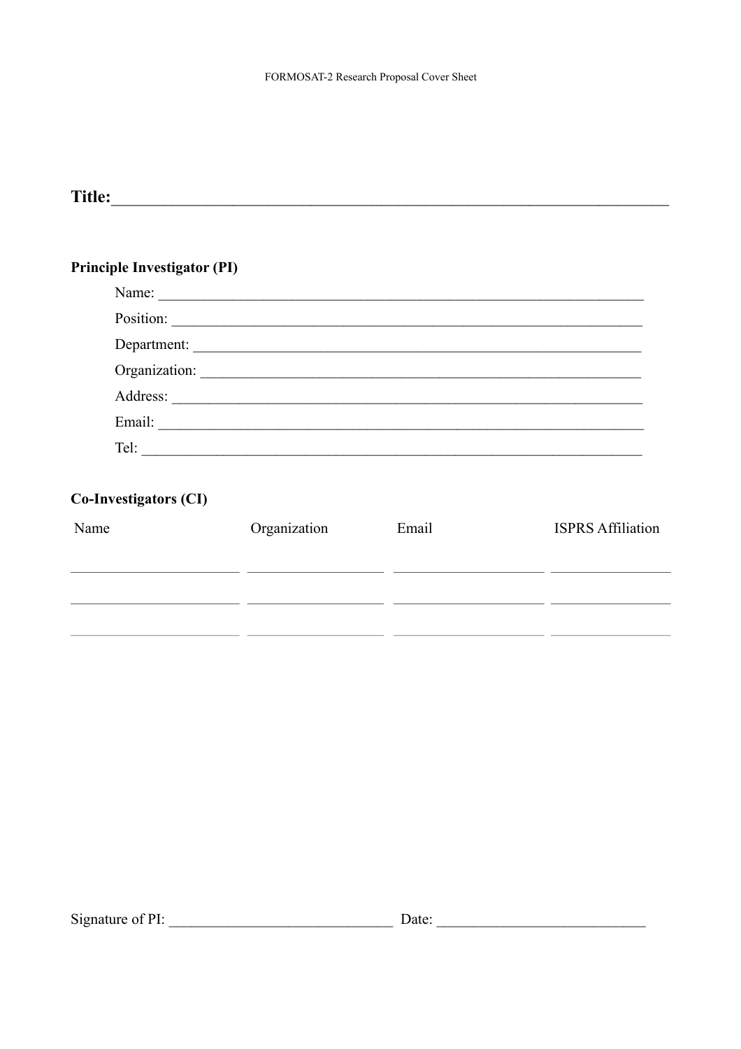FORMOSAT-2 Research Proposal Cover Sheet

# Title:______________________________________________________________

**Principle Investigator (PI)**

Name: ____________________________________________________________

Position: __________________________________________________________

Department: _______________________________________________________

Organization: ______________________________________________________

Address: __________________________________________________________

Email: ____________________________________________________________

Tel: ______________________________________________________________

**Co-Investigators (CI)**

| Name | Organization | Email | ISPRS Affiliation |
|---|---|---|---|
| | | | |
| | | | |
| | | | |

Signature of PI: _____________________________ Date: __________________________